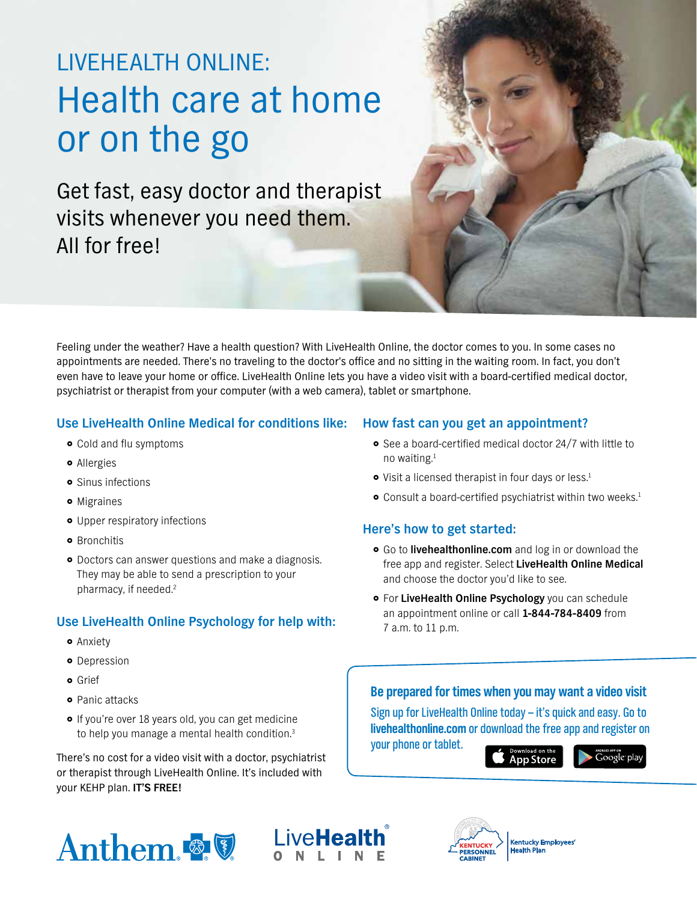LIVEHEALTH ONLINE:

# Health care at home or on the go

## Get fast, easy doctor and therapist visits whenever you need them. All for free!

Feeling under the weather? Have a health question? With LiveHealth Online, the doctor comes to you. In some cases no appointments are needed. There's no traveling to the doctor's office and no sitting in the waiting room. In fact, you don't even have to leave your home or office. LiveHealth Online lets you have a video visit with a board-certified medical doctor, psychiatrist or therapist from your computer (with a web camera), tablet or smartphone.

### Use LiveHealth Online Medical for conditions like:

- Cold and flu symptoms
- Allergies
- Sinus infections
- Migraines
- Upper respiratory infections
- Bronchitis
- Doctors can answer questions and make a diagnosis. They may be able to send a prescription to your pharmacy, if needed.[2]

### Use LiveHealth Online Psychology for help with:

- Anxiety
- Depression
- Grief
- Panic attacks
- If you're over 18 years old, you can get medicine to help you manage a mental health condition.[3]

There's no cost for a video visit with a doctor, psychiatrist or therapist through LiveHealth Online. It's included with your KEHP plan. **IT'S FREE!**

### How fast can you get an appointment?

- See a board-certified medical doctor 24/7 with little to no waiting.[1]
- Visit a licensed therapist in four days or less.[1]
- Consult a board-certified psychiatrist within two weeks.[1]

### Here's how to get started:

- Go to **livehealthonline.com** and log in or download the free app and register. Select **LiveHealth Online Medical** and choose the doctor you'd like to see.
- For **LiveHealth Online Psychology** you can schedule an appointment online or call **1-844-784-8409** from 7 a.m. to 11 p.m.

### Be prepared for times when you may want a video visit

Sign up for LiveHealth Online today – it's quick and easy. Go to **livehealthonline.com** or download the free app and register on your phone or tablet.

Download on the App Store | Android App on Google play

Anthem | LiveHealth Online | Kentucky Personnel Cabinet | Kentucky Employees' Health Plan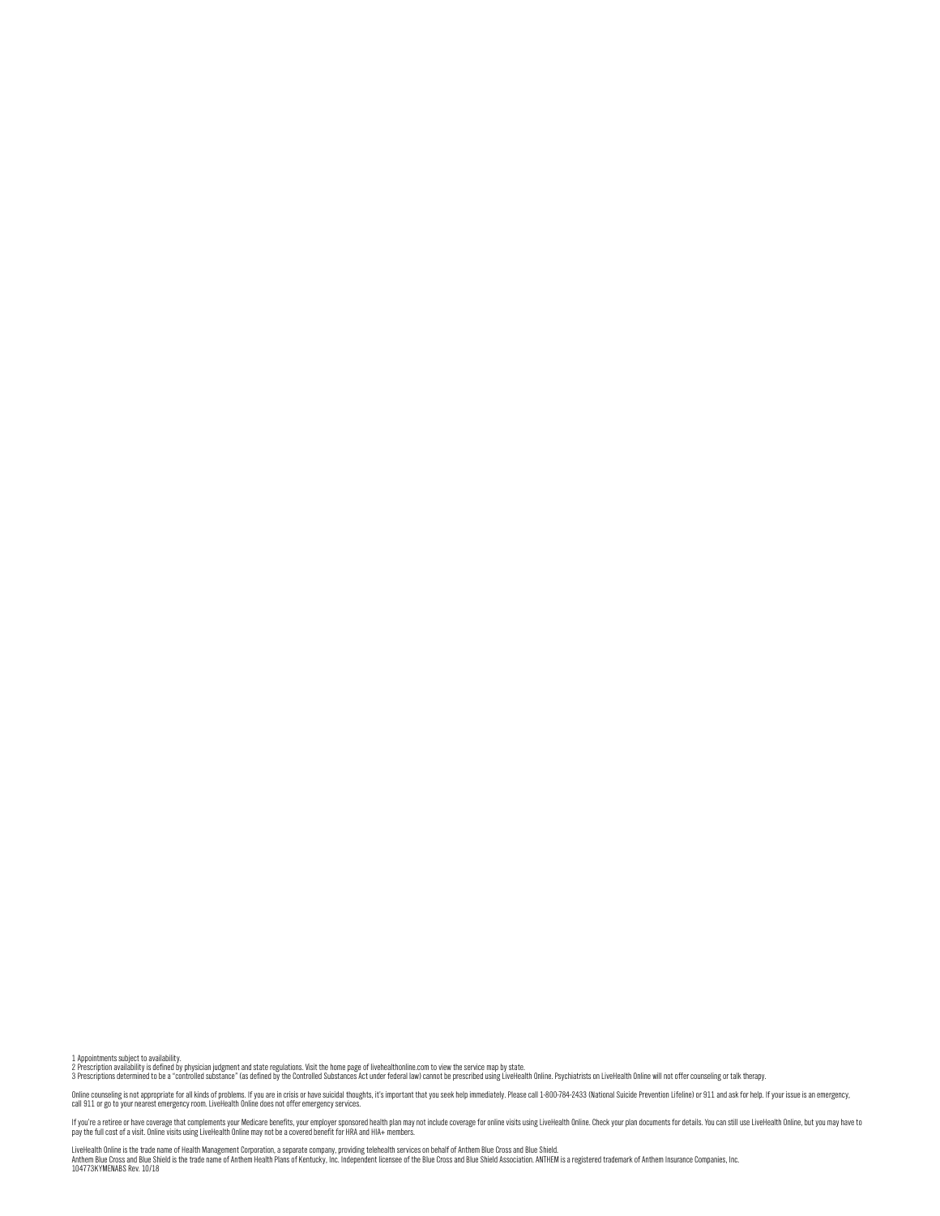1 Appointments subject to availability.
2 Prescription availability is defined by physician judgment and state regulations. Visit the home page of livehealthonline.com to view the service map by state.
3 Prescriptions determined to be a "controlled substance" (as defined by the Controlled Substances Act under federal law) cannot be prescribed using LiveHealth Online. Psychiatrists on LiveHealth Online will not offer counseling or talk therapy.

Online counseling is not appropriate for all kinds of problems. If you are in crisis or have suicidal thoughts, it's important that you seek help immediately. Please call 1-800-784-2433 (National Suicide Prevention Lifeline) or 911 and ask for help. If your issue is an emergency, call 911 or go to your nearest emergency room. LiveHealth Online does not offer emergency services.

If you're a retiree or have coverage that complements your Medicare benefits, your employer sponsored health plan may not include coverage for online visits using LiveHealth Online. Check your plan documents for details. You can still use LiveHealth Online, but you may have to pay the full cost of a visit. Online visits using LiveHealth Online may not be a covered benefit for HRA and HIA+ members.

LiveHealth Online is the trade name of Health Management Corporation, a separate company, providing telehealth services on behalf of Anthem Blue Cross and Blue Shield.
Anthem Blue Cross and Blue Shield is the trade name of Anthem Health Plans of Kentucky, Inc. Independent licensee of the Blue Cross and Blue Shield Association. ANTHEM is a registered trademark of Anthem Insurance Companies, Inc.
104773KYMENABS Rev. 10/18